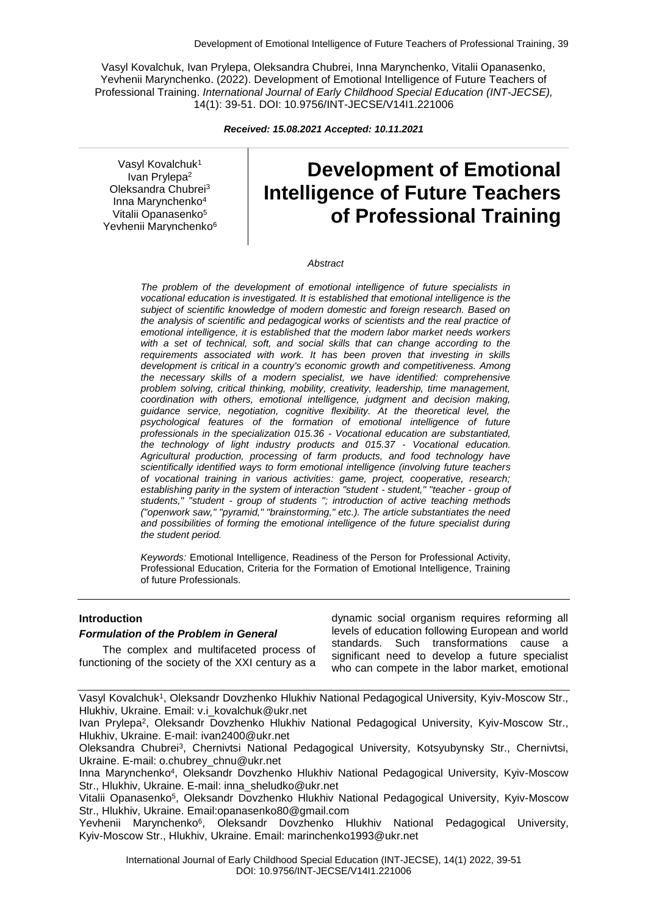Vasyl Kovalchuk, Ivan Prylepa, Oleksandra Chubrei, Inna Marynchenko, Vitalii Opanasenko, Yevhenii Marynchenko. (2022). Development of Emotional Intelligence of Future Teachers of Professional Training. *International Journal of Early Childhood Special Education (INT-JECSE),* 14(1): 39-51. DOI: 10.9756/INT-JECSE/V14I1.221006

***Received: 15.08.2021 Accepted: 10.11.2021***

Vasyl Kovalchuk[1]
Ivan Prylepa[2]
Oleksandra Chubrei[3]
Inna Marynchenko[4]
Vitalii Opanasenko[5]
Yevhenii Marynchenko[6]

# Development of Emotional Intelligence of Future Teachers of Professional Training

*Abstract*

*The problem of the development of emotional intelligence of future specialists in vocational education is investigated. It is established that emotional intelligence is the subject of scientific knowledge of modern domestic and foreign research. Based on the analysis of scientific and pedagogical works of scientists and the real practice of emotional intelligence, it is established that the modern labor market needs workers with a set of technical, soft, and social skills that can change according to the requirements associated with work. It has been proven that investing in skills development is critical in a country's economic growth and competitiveness. Among the necessary skills of a modern specialist, we have identified: comprehensive problem solving, critical thinking, mobility, creativity, leadership, time management, coordination with others, emotional intelligence, judgment and decision making, guidance service, negotiation, cognitive flexibility. At the theoretical level, the psychological features of the formation of emotional intelligence of future professionals in the specialization 015.36 - Vocational education are substantiated, the technology of light industry products and 015.37 - Vocational education. Agricultural production, processing of farm products, and food technology have scientifically identified ways to form emotional intelligence (involving future teachers of vocational training in various activities: game, project, cooperative, research; establishing parity in the system of interaction "student - student," "teacher - group of students," "student - group of students "; introduction of active teaching methods ("openwork saw," "pyramid," "brainstorming," etc.). The article substantiates the need and possibilities of forming the emotional intelligence of the future specialist during the student period.*

*Keywords:* Emotional Intelligence, Readiness of the Person for Professional Activity, Professional Education, Criteria for the Formation of Emotional Intelligence, Training of future Professionals.

## Introduction

### *Formulation of the Problem in General*

The complex and multifaceted process of functioning of the society of the XXI century as a dynamic social organism requires reforming all levels of education following European and world standards. Such transformations cause a significant need to develop a future specialist who can compete in the labor market, emotional

Vasyl Kovalchuk[1], Oleksandr Dovzhenko Hlukhiv National Pedagogical University, Kyiv-Moscow Str., Hlukhiv, Ukraine. Email: v.i_kovalchuk@ukr.net

Ivan Prylepa[2], Oleksandr Dovzhenko Hlukhiv National Pedagogical University, Kyiv-Moscow Str., Hlukhiv, Ukraine. E-mail: ivan2400@ukr.net

Oleksandra Chubrei[3], Chernivtsi National Pedagogical University, Kotsyubynsky Str., Chernivtsi, Ukraine. E-mail: o.chubrey_chnu@ukr.net

Inna Marynchenko[4], Oleksandr Dovzhenko Hlukhiv National Pedagogical University, Kyiv-Moscow Str., Hlukhiv, Ukraine. E-mail: inna_sheludko@ukr.net

Vitalii Opanasenko[5], Oleksandr Dovzhenko Hlukhiv National Pedagogical University, Kyiv-Moscow Str., Hlukhiv, Ukraine. Email:opanasenko80@gmail.com

Yevhenii Marynchenko[6], Oleksandr Dovzhenko Hlukhiv National Pedagogical University, Kyiv-Moscow Str., Hlukhiv, Ukraine. Email: marinchenko1993@ukr.net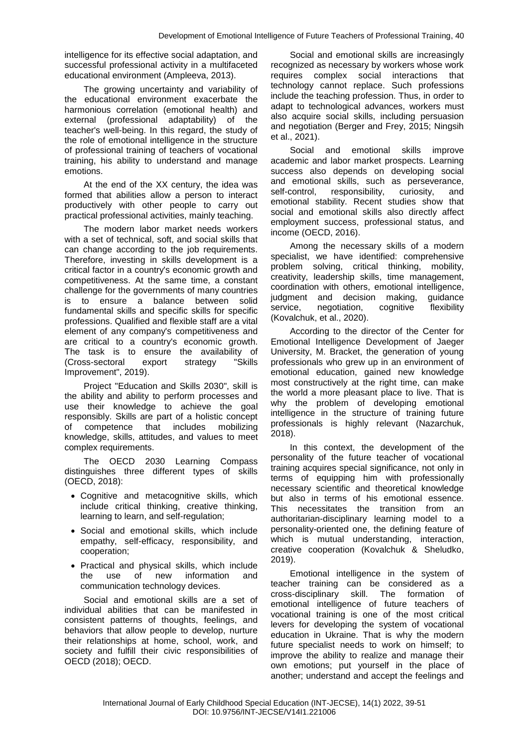intelligence for its effective social adaptation, and successful professional activity in a multifaceted educational environment (Ampleeva, 2013).

The growing uncertainty and variability of the educational environment exacerbate the harmonious correlation (emotional health) and external (professional adaptability) of the teacher's well-being. In this regard, the study of the role of emotional intelligence in the structure of professional training of teachers of vocational training, his ability to understand and manage emotions.

At the end of the XX century, the idea was formed that abilities allow a person to interact productively with other people to carry out practical professional activities, mainly teaching.

The modern labor market needs workers with a set of technical, soft, and social skills that can change according to the job requirements. Therefore, investing in skills development is a critical factor in a country's economic growth and competitiveness. At the same time, a constant challenge for the governments of many countries is to ensure a balance between solid fundamental skills and specific skills for specific professions. Qualified and flexible staff are a vital element of any company's competitiveness and are critical to a country's economic growth. The task is to ensure the availability of (Cross-sectoral export strategy "Skills Improvement", 2019).

Project "Education and Skills 2030", skill is the ability and ability to perform processes and use their knowledge to achieve the goal responsibly. Skills are part of a holistic concept of competence that includes mobilizing knowledge, skills, attitudes, and values to meet complex requirements.

The OECD 2030 Learning Compass distinguishes three different types of skills (OECD, 2018):

- Cognitive and metacognitive skills, which include critical thinking, creative thinking, learning to learn, and self-regulation;
- Social and emotional skills, which include empathy, self-efficacy, responsibility, and cooperation;
- Practical and physical skills, which include the use of new information and communication technology devices.

Social and emotional skills are a set of individual abilities that can be manifested in consistent patterns of thoughts, feelings, and behaviors that allow people to develop, nurture their relationships at home, school, work, and society and fulfill their civic responsibilities of OECD (2018); OECD.

Social and emotional skills are increasingly recognized as necessary by workers whose work requires complex social interactions that technology cannot replace. Such professions include the teaching profession. Thus, in order to adapt to technological advances, workers must also acquire social skills, including persuasion and negotiation (Berger and Frey, 2015; Ningsih et al., 2021).

Social and emotional skills improve academic and labor market prospects. Learning success also depends on developing social and emotional skills, such as perseverance, self-control, responsibility, curiosity, and emotional stability. Recent studies show that social and emotional skills also directly affect employment success, professional status, and income (OECD, 2016).

Among the necessary skills of a modern specialist, we have identified: comprehensive problem solving, critical thinking, mobility, creativity, leadership skills, time management, coordination with others, emotional intelligence, judgment and decision making, guidance service, negotiation, cognitive flexibility (Kovalchuk, et al., 2020).

According to the director of the Center for Emotional Intelligence Development of Jaeger University, M. Bracket, the generation of young professionals who grew up in an environment of emotional education, gained new knowledge most constructively at the right time, can make the world a more pleasant place to live. That is why the problem of developing emotional intelligence in the structure of training future professionals is highly relevant (Nazarchuk, 2018).

In this context, the development of the personality of the future teacher of vocational training acquires special significance, not only in terms of equipping him with professionally necessary scientific and theoretical knowledge but also in terms of his emotional essence. This necessitates the transition from an authoritarian-disciplinary learning model to a personality-oriented one, the defining feature of which is mutual understanding, interaction, creative cooperation (Kovalchuk & Sheludko, 2019).

Emotional intelligence in the system of teacher training can be considered as a cross-disciplinary skill. The formation of emotional intelligence of future teachers of vocational training is one of the most critical levers for developing the system of vocational education in Ukraine. That is why the modern future specialist needs to work on himself; to improve the ability to realize and manage their own emotions; put yourself in the place of another; understand and accept the feelings and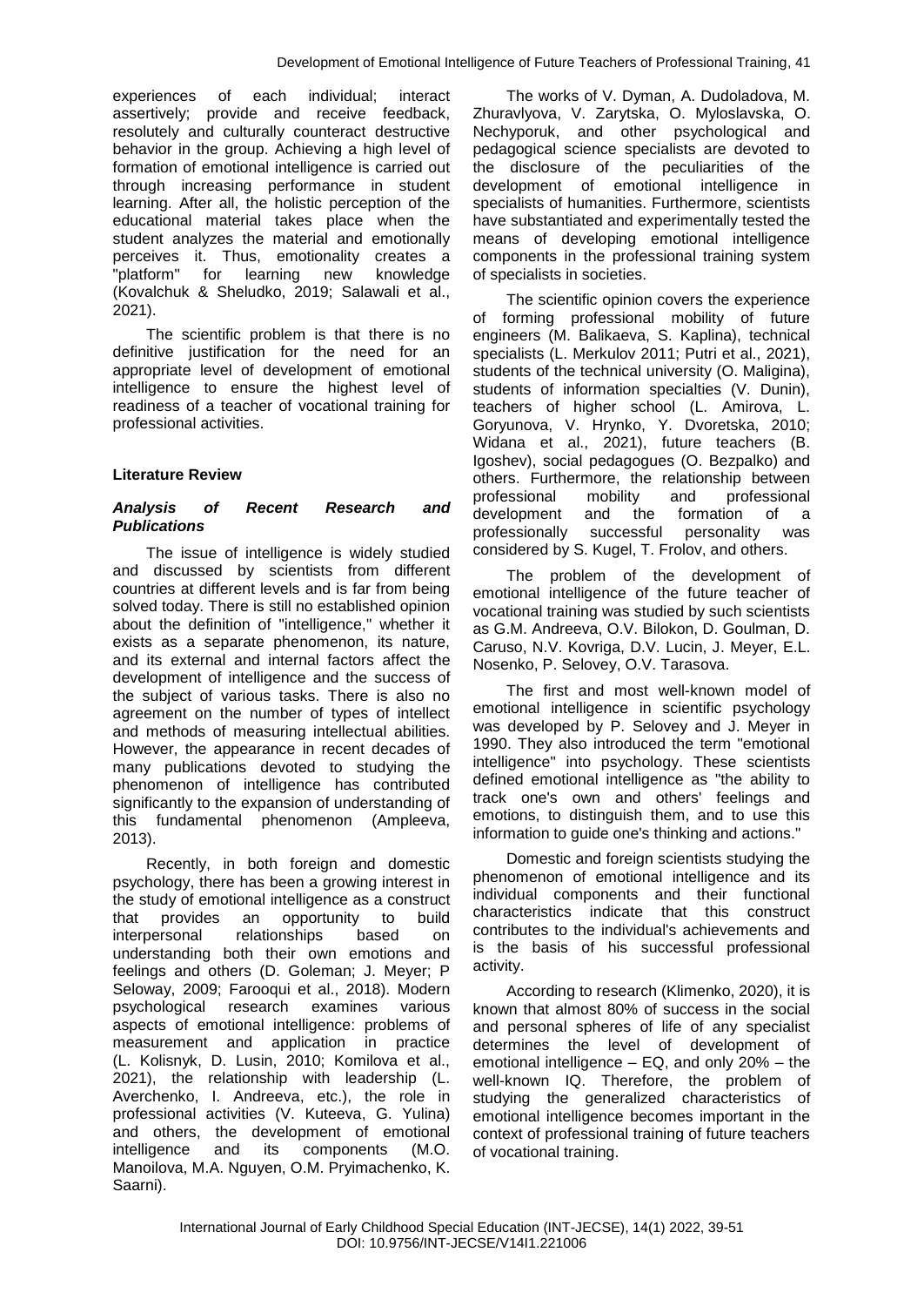experiences of each individual; interact assertively; provide and receive feedback, resolutely and culturally counteract destructive behavior in the group. Achieving a high level of formation of emotional intelligence is carried out through increasing performance in student learning. After all, the holistic perception of the educational material takes place when the student analyzes the material and emotionally perceives it. Thus, emotionality creates a "platform" for learning new knowledge (Kovalchuk & Sheludko, 2019; Salawali et al., 2021).

The scientific problem is that there is no definitive justification for the need for an appropriate level of development of emotional intelligence to ensure the highest level of readiness of a teacher of vocational training for professional activities.

## Literature Review

### *Analysis of Recent Research and Publications*

The issue of intelligence is widely studied and discussed by scientists from different countries at different levels and is far from being solved today. There is still no established opinion about the definition of "intelligence," whether it exists as a separate phenomenon, its nature, and its external and internal factors affect the development of intelligence and the success of the subject of various tasks. There is also no agreement on the number of types of intellect and methods of measuring intellectual abilities. However, the appearance in recent decades of many publications devoted to studying the phenomenon of intelligence has contributed significantly to the expansion of understanding of this fundamental phenomenon (Ampleeva, 2013).

Recently, in both foreign and domestic psychology, there has been a growing interest in the study of emotional intelligence as a construct that provides an opportunity to build interpersonal relationships based on understanding both their own emotions and feelings and others (D. Goleman; J. Meyer; P Seloway, 2009; Farooqui et al., 2018). Modern psychological research examines various aspects of emotional intelligence: problems of measurement and application in practice (L. Kolisnyk, D. Lusin, 2010; Komilova et al., 2021), the relationship with leadership (L. Averchenko, I. Andreeva, etc.), the role in professional activities (V. Kuteeva, G. Yulina) and others, the development of emotional intelligence and its components (M.O. Manoilova, M.A. Nguyen, O.M. Pryimachenko, K. Saarni).

The works of V. Dyman, A. Dudoladova, M. Zhuravlyova, V. Zarytska, O. Myloslavska, O. Nechyporuk, and other psychological and pedagogical science specialists are devoted to the disclosure of the peculiarities of the development of emotional intelligence in specialists of humanities. Furthermore, scientists have substantiated and experimentally tested the means of developing emotional intelligence components in the professional training system of specialists in societies.

The scientific opinion covers the experience of forming professional mobility of future engineers (M. Balikaeva, S. Kaplina), technical specialists (L. Merkulov 2011; Putri et al., 2021), students of the technical university (O. Maligina), students of information specialties (V. Dunin), teachers of higher school (L. Amirova, L. Goryunova, V. Hrynko, Y. Dvoretska, 2010; Widana et al., 2021), future teachers (B. Igoshev), social pedagogues (O. Bezpalko) and others. Furthermore, the relationship between professional mobility and professional development and the formation of a professionally successful personality was considered by S. Kugel, T. Frolov, and others.

The problem of the development of emotional intelligence of the future teacher of vocational training was studied by such scientists as G.M. Andreeva, O.V. Bilokon, D. Goulman, D. Caruso, N.V. Kovriga, D.V. Lucin, J. Meyer, E.L. Nosenko, P. Selovey, O.V. Tarasova.

The first and most well-known model of emotional intelligence in scientific psychology was developed by P. Selovey and J. Meyer in 1990. They also introduced the term "emotional intelligence" into psychology. These scientists defined emotional intelligence as "the ability to track one's own and others' feelings and emotions, to distinguish them, and to use this information to guide one's thinking and actions."

Domestic and foreign scientists studying the phenomenon of emotional intelligence and its individual components and their functional characteristics indicate that this construct contributes to the individual's achievements and is the basis of his successful professional activity.

According to research (Klimenko, 2020), it is known that almost 80% of success in the social and personal spheres of life of any specialist determines the level of development of emotional intelligence – EQ, and only 20% – the well-known IQ. Therefore, the problem of studying the generalized characteristics of emotional intelligence becomes important in the context of professional training of future teachers of vocational training.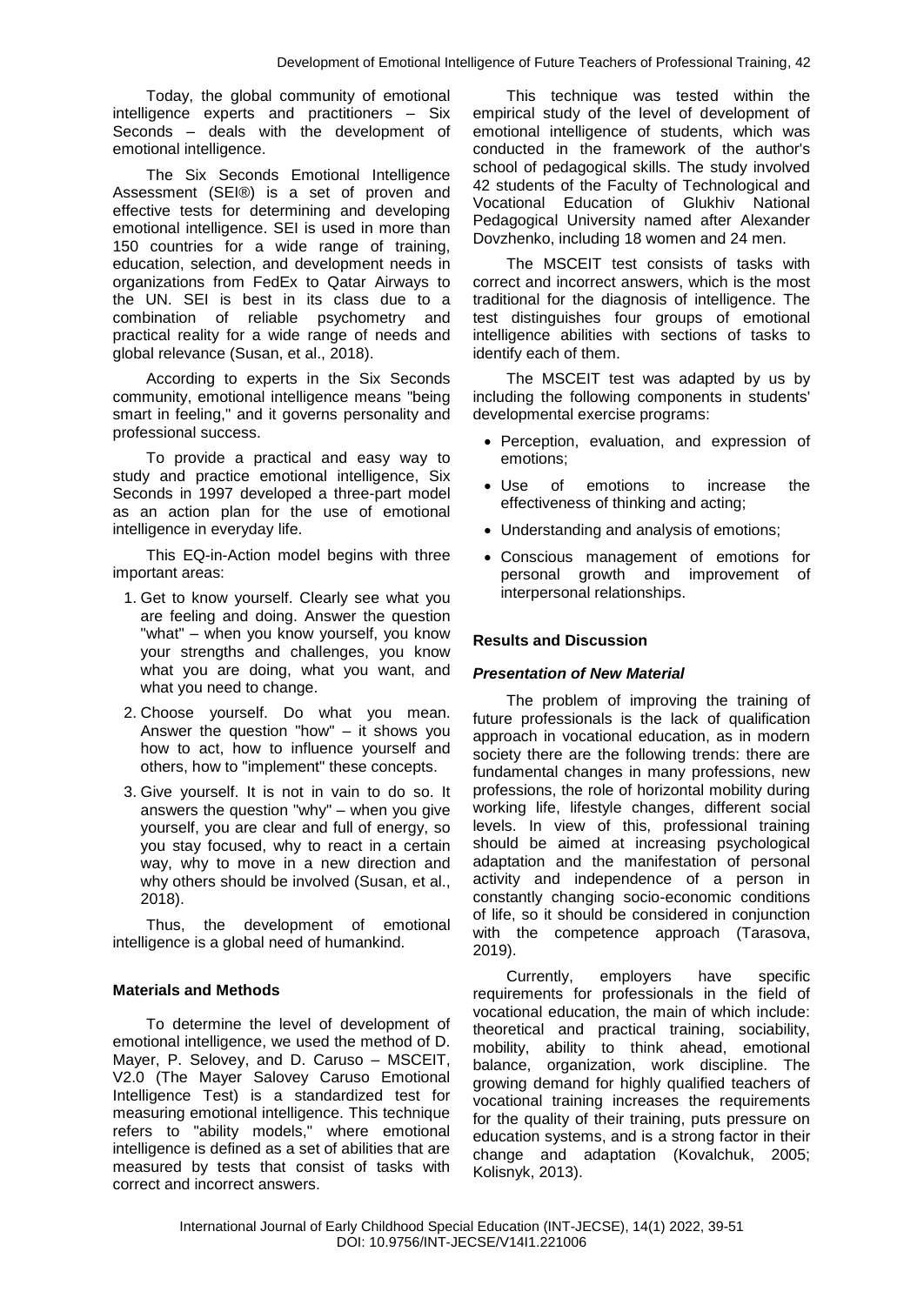Today, the global community of emotional intelligence experts and practitioners – Six Seconds – deals with the development of emotional intelligence.

The Six Seconds Emotional Intelligence Assessment (SEI®) is a set of proven and effective tests for determining and developing emotional intelligence. SEI is used in more than 150 countries for a wide range of training, education, selection, and development needs in organizations from FedEx to Qatar Airways to the UN. SEI is best in its class due to a combination of reliable psychometry and practical reality for a wide range of needs and global relevance (Susan, et al., 2018).

According to experts in the Six Seconds community, emotional intelligence means "being smart in feeling," and it governs personality and professional success.

To provide a practical and easy way to study and practice emotional intelligence, Six Seconds in 1997 developed a three-part model as an action plan for the use of emotional intelligence in everyday life.

This EQ-in-Action model begins with three important areas:

1. Get to know yourself. Clearly see what you are feeling and doing. Answer the question "what" – when you know yourself, you know your strengths and challenges, you know what you are doing, what you want, and what you need to change.
2. Choose yourself. Do what you mean. Answer the question "how" – it shows you how to act, how to influence yourself and others, how to "implement" these concepts.
3. Give yourself. It is not in vain to do so. It answers the question "why" – when you give yourself, you are clear and full of energy, so you stay focused, why to react in a certain way, why to move in a new direction and why others should be involved (Susan, et al., 2018).

Thus, the development of emotional intelligence is a global need of humankind.

## Materials and Methods

To determine the level of development of emotional intelligence, we used the method of D. Mayer, P. Selovey, and D. Caruso – MSCEIT, V2.0 (The Mayer Salovey Caruso Emotional Intelligence Test) is a standardized test for measuring emotional intelligence. This technique refers to "ability models," where emotional intelligence is defined as a set of abilities that are measured by tests that consist of tasks with correct and incorrect answers.

This technique was tested within the empirical study of the level of development of emotional intelligence of students, which was conducted in the framework of the author's school of pedagogical skills. The study involved 42 students of the Faculty of Technological and Vocational Education of Glukhiv National Pedagogical University named after Alexander Dovzhenko, including 18 women and 24 men.

The MSCEIT test consists of tasks with correct and incorrect answers, which is the most traditional for the diagnosis of intelligence. The test distinguishes four groups of emotional intelligence abilities with sections of tasks to identify each of them.

The MSCEIT test was adapted by us by including the following components in students' developmental exercise programs:

- Perception, evaluation, and expression of emotions;
- Use of emotions to increase the effectiveness of thinking and acting;
- Understanding and analysis of emotions;
- Conscious management of emotions for personal growth and improvement of interpersonal relationships.

## Results and Discussion

### *Presentation of New Material*

The problem of improving the training of future professionals is the lack of qualification approach in vocational education, as in modern society there are the following trends: there are fundamental changes in many professions, new professions, the role of horizontal mobility during working life, lifestyle changes, different social levels. In view of this, professional training should be aimed at increasing psychological adaptation and the manifestation of personal activity and independence of a person in constantly changing socio-economic conditions of life, so it should be considered in conjunction with the competence approach (Tarasova, 2019).

Currently, employers have specific requirements for professionals in the field of vocational education, the main of which include: theoretical and practical training, sociability, mobility, ability to think ahead, emotional balance, organization, work discipline. The growing demand for highly qualified teachers of vocational training increases the requirements for the quality of their training, puts pressure on education systems, and is a strong factor in their change and adaptation (Kovalchuk, 2005; Kolisnyk, 2013).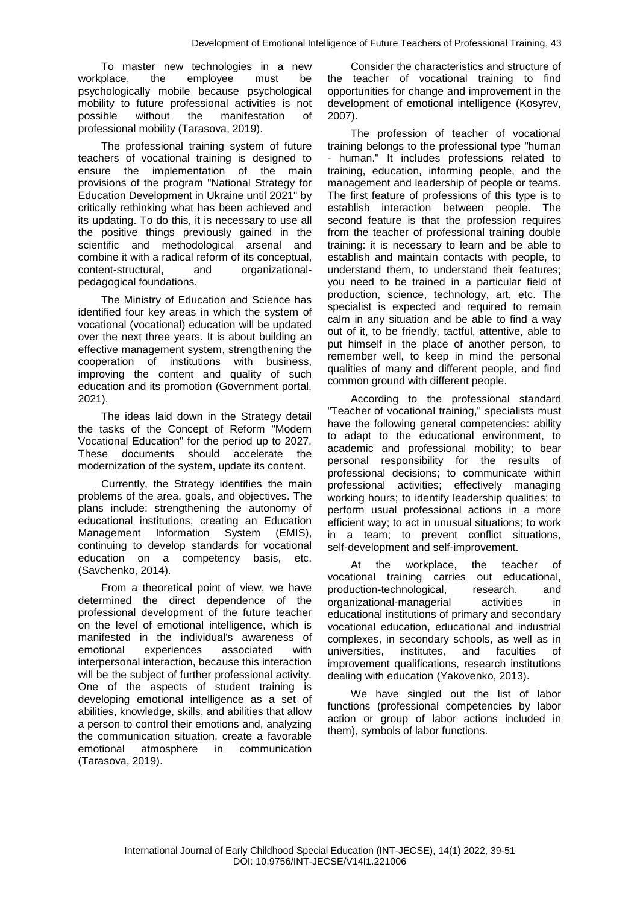To master new technologies in a new workplace, the employee must be psychologically mobile because psychological mobility to future professional activities is not possible without the manifestation of professional mobility (Tarasova, 2019).

The professional training system of future teachers of vocational training is designed to ensure the implementation of the main provisions of the program "National Strategy for Education Development in Ukraine until 2021" by critically rethinking what has been achieved and its updating. To do this, it is necessary to use all the positive things previously gained in the scientific and methodological arsenal and combine it with a radical reform of its conceptual, content-structural, and organizational-pedagogical foundations.

The Ministry of Education and Science has identified four key areas in which the system of vocational (vocational) education will be updated over the next three years. It is about building an effective management system, strengthening the cooperation of institutions with business, improving the content and quality of such education and its promotion (Government portal, 2021).

The ideas laid down in the Strategy detail the tasks of the Concept of Reform "Modern Vocational Education" for the period up to 2027. These documents should accelerate the modernization of the system, update its content.

Currently, the Strategy identifies the main problems of the area, goals, and objectives. The plans include: strengthening the autonomy of educational institutions, creating an Education Management Information System (EMIS), continuing to develop standards for vocational education on a competency basis, etc. (Savchenko, 2014).

From a theoretical point of view, we have determined the direct dependence of the professional development of the future teacher on the level of emotional intelligence, which is manifested in the individual's awareness of emotional experiences associated with interpersonal interaction, because this interaction will be the subject of further professional activity. One of the aspects of student training is developing emotional intelligence as a set of abilities, knowledge, skills, and abilities that allow a person to control their emotions and, analyzing the communication situation, create a favorable emotional atmosphere in communication (Tarasova, 2019).

Consider the characteristics and structure of the teacher of vocational training to find opportunities for change and improvement in the development of emotional intelligence (Kosyrev, 2007).

The profession of teacher of vocational training belongs to the professional type "human - human." It includes professions related to training, education, informing people, and the management and leadership of people or teams. The first feature of professions of this type is to establish interaction between people. The second feature is that the profession requires from the teacher of professional training double training: it is necessary to learn and be able to establish and maintain contacts with people, to understand them, to understand their features; you need to be trained in a particular field of production, science, technology, art, etc. The specialist is expected and required to remain calm in any situation and be able to find a way out of it, to be friendly, tactful, attentive, able to put himself in the place of another person, to remember well, to keep in mind the personal qualities of many and different people, and find common ground with different people.

According to the professional standard "Teacher of vocational training," specialists must have the following general competencies: ability to adapt to the educational environment, to academic and professional mobility; to bear personal responsibility for the results of professional decisions; to communicate within professional activities; effectively managing working hours; to identify leadership qualities; to perform usual professional actions in a more efficient way; to act in unusual situations; to work in a team; to prevent conflict situations, self-development and self-improvement.

At the workplace, the teacher of vocational training carries out educational, production-technological, research, and organizational-managerial activities in educational institutions of primary and secondary vocational education, educational and industrial complexes, in secondary schools, as well as in universities, institutes, and faculties of improvement qualifications, research institutions dealing with education (Yakovenko, 2013).

We have singled out the list of labor functions (professional competencies by labor action or group of labor actions included in them), symbols of labor functions.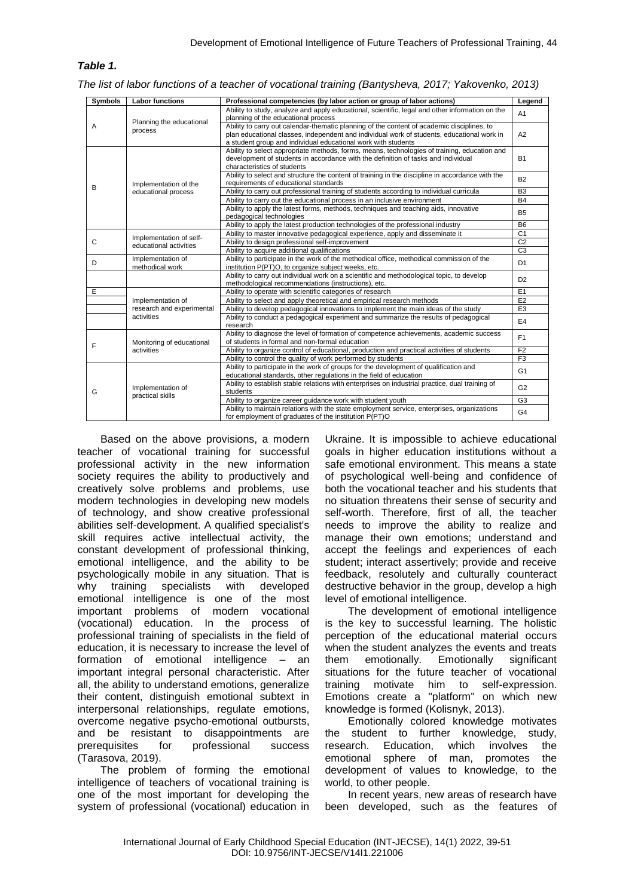***Table 1.***

*The list of labor functions of a teacher of vocational training (Bantysheva, 2017; Yakovenko, 2013)*

| Symbols | Labor functions | Professional competencies (by labor action or group of labor actions) | Legend |
|---|---|---|---|
| A | Planning the educational process | Ability to study, analyze and apply educational, scientific, legal and other information on the planning of the educational process | A1 |
| | | Ability to carry out calendar-thematic planning of the content of academic disciplines, to plan educational classes, independent and individual work of students, educational work in a student group and individual educational work with students | A2 |
| B | Implementation of the educational process | Ability to select appropriate methods, forms, means, technologies of training, education and development of students in accordance with the definition of tasks and individual characteristics of students | B1 |
| | | Ability to select and structure the content of training in the discipline in accordance with the requirements of educational standards | B2 |
| | | Ability to carry out professional training of students according to individual curricula | B3 |
| | | Ability to carry out the educational process in an inclusive environment | B4 |
| | | Ability to apply the latest forms, methods, techniques and teaching aids, innovative pedagogical technologies | B5 |
| | | Ability to apply the latest production technologies of the professional industry | B6 |
| C | Implementation of self-educational activities | Ability to master innovative pedagogical experience, apply and disseminate it | C1 |
| | | Ability to design professional self-improvement | C2 |
| | | Ability to acquire additional qualifications | C3 |
| D | Implementation of methodical work | Ability to participate in the work of the methodical office, methodical commission of the institution P(PT)O, to organize subject weeks, etc. | D1 |
| | | Ability to carry out individual work on a scientific and methodological topic, to develop methodological recommendations (instructions), etc. | D2 |
| E | Implementation of research and experimental activities | Ability to operate with scientific categories of research | E1 |
| | | Ability to select and apply theoretical and empirical research methods | E2 |
| | | Ability to develop pedagogical innovations to implement the main ideas of the study | E3 |
| | | Ability to conduct a pedagogical experiment and summarize the results of pedagogical research | E4 |
| F | Monitoring of educational activities | Ability to diagnose the level of formation of competence achievements, academic success of students in formal and non-formal education | F1 |
| | | Ability to organize control of educational, production and practical activities of students | F2 |
| | | Ability to control the quality of work performed by students | F3 |
| G | Implementation of practical skills | Ability to participate in the work of groups for the development of qualification and educational standards, other regulations in the field of education | G1 |
| | | Ability to establish stable relations with enterprises on industrial practice, dual training of students | G2 |
| | | Ability to organize career guidance work with student youth | G3 |
| | | Ability to maintain relations with the state employment service, enterprises, organizations for employment of graduates of the institution P(PT)O | G4 |

Based on the above provisions, a modern teacher of vocational training for successful professional activity in the new information society requires the ability to productively and creatively solve problems and problems, use modern technologies in developing new models of technology, and show creative professional abilities self-development. A qualified specialist's skill requires active intellectual activity, the constant development of professional thinking, emotional intelligence, and the ability to be psychologically mobile in any situation. That is why training specialists with developed emotional intelligence is one of the most important problems of modern vocational (vocational) education. In the process of professional training of specialists in the field of education, it is necessary to increase the level of formation of emotional intelligence – an important integral personal characteristic. After all, the ability to understand emotions, generalize their content, distinguish emotional subtext in interpersonal relationships, regulate emotions, overcome negative psycho-emotional outbursts, and be resistant to disappointments are prerequisites for professional success (Tarasova, 2019).

The problem of forming the emotional intelligence of teachers of vocational training is one of the most important for developing the system of professional (vocational) education in Ukraine. It is impossible to achieve educational goals in higher education institutions without a safe emotional environment. This means a state of psychological well-being and confidence of both the vocational teacher and his students that no situation threatens their sense of security and self-worth. Therefore, first of all, the teacher needs to improve the ability to realize and manage their own emotions; understand and accept the feelings and experiences of each student; interact assertively; provide and receive feedback, resolutely and culturally counteract destructive behavior in the group, develop a high level of emotional intelligence.

The development of emotional intelligence is the key to successful learning. The holistic perception of the educational material occurs when the student analyzes the events and treats them emotionally. Emotionally significant situations for the future teacher of vocational training motivate him to self-expression. Emotions create a "platform" on which new knowledge is formed (Kolisnyk, 2013).

Emotionally colored knowledge motivates the student to further knowledge, study, research. Education, which involves the emotional sphere of man, promotes the development of values to knowledge, to the world, to other people.

In recent years, new areas of research have been developed, such as the features of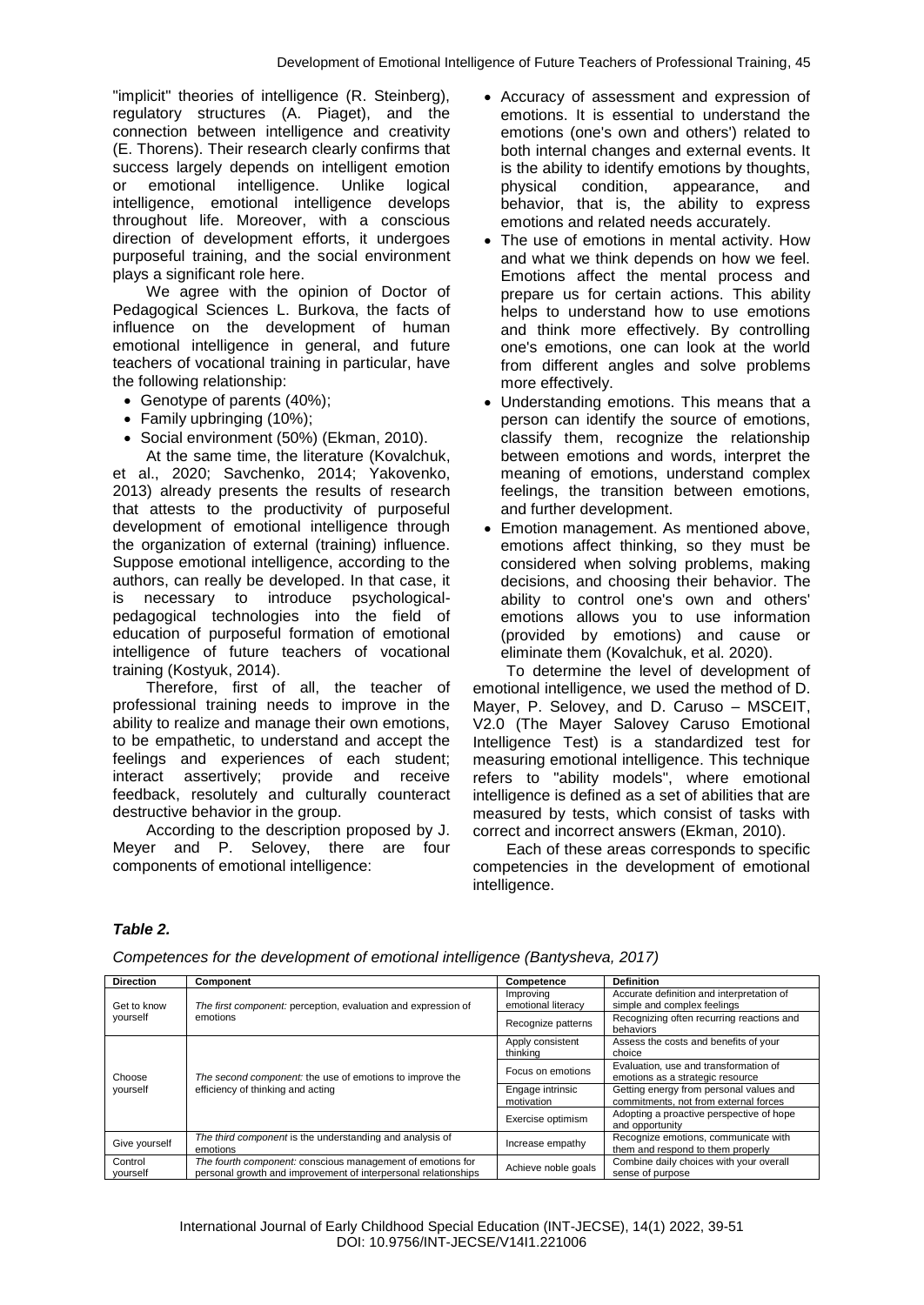"implicit" theories of intelligence (R. Steinberg), regulatory structures (A. Piaget), and the connection between intelligence and creativity (E. Thorens). Their research clearly confirms that success largely depends on intelligent emotion or emotional intelligence. Unlike logical intelligence, emotional intelligence develops throughout life. Moreover, with a conscious direction of development efforts, it undergoes purposeful training, and the social environment plays a significant role here.

We agree with the opinion of Doctor of Pedagogical Sciences L. Burkova, the facts of influence on the development of human emotional intelligence in general, and future teachers of vocational training in particular, have the following relationship:

- Genotype of parents (40%);
- Family upbringing (10%);
- Social environment (50%) (Ekman, 2010).

At the same time, the literature (Kovalchuk, et al., 2020; Savchenko, 2014; Yakovenko, 2013) already presents the results of research that attests to the productivity of purposeful development of emotional intelligence through the organization of external (training) influence. Suppose emotional intelligence, according to the authors, can really be developed. In that case, it is necessary to introduce psychological-pedagogical technologies into the field of education of purposeful formation of emotional intelligence of future teachers of vocational training (Kostyuk, 2014).

Therefore, first of all, the teacher of professional training needs to improve in the ability to realize and manage their own emotions, to be empathetic, to understand and accept the feelings and experiences of each student; interact assertively; provide and receive feedback, resolutely and culturally counteract destructive behavior in the group.

According to the description proposed by J. Meyer and P. Selovey, there are four components of emotional intelligence:

- Accuracy of assessment and expression of emotions. It is essential to understand the emotions (one's own and others') related to both internal changes and external events. It is the ability to identify emotions by thoughts, physical condition, appearance, and behavior, that is, the ability to express emotions and related needs accurately.
- The use of emotions in mental activity. How and what we think depends on how we feel. Emotions affect the mental process and prepare us for certain actions. This ability helps to understand how to use emotions and think more effectively. By controlling one's emotions, one can look at the world from different angles and solve problems more effectively.
- Understanding emotions. This means that a person can identify the source of emotions, classify them, recognize the relationship between emotions and words, interpret the meaning of emotions, understand complex feelings, the transition between emotions, and further development.
- Emotion management. As mentioned above, emotions affect thinking, so they must be considered when solving problems, making decisions, and choosing their behavior. The ability to control one's own and others' emotions allows you to use information (provided by emotions) and cause or eliminate them (Kovalchuk, et al. 2020).

To determine the level of development of emotional intelligence, we used the method of D. Mayer, P. Selovey, and D. Caruso – MSCEIT, V2.0 (The Mayer Salovey Caruso Emotional Intelligence Test) is a standardized test for measuring emotional intelligence. This technique refers to "ability models", where emotional intelligence is defined as a set of abilities that are measured by tests, which consist of tasks with correct and incorrect answers (Ekman, 2010).

Each of these areas corresponds to specific competencies in the development of emotional intelligence.

***Table 2.***

*Competences for the development of emotional intelligence (Bantysheva, 2017)*

| Direction | Component | Competence | Definition |
|---|---|---|---|
| Get to know yourself | *The first component:* perception, evaluation and expression of emotions | Improving emotional literacy | Accurate definition and interpretation of simple and complex feelings |
| | | Recognize patterns | Recognizing often recurring reactions and behaviors |
| Choose yourself | *The second component:* the use of emotions to improve the efficiency of thinking and acting | Apply consistent thinking | Assess the costs and benefits of your choice |
| | | Focus on emotions | Evaluation, use and transformation of emotions as a strategic resource |
| | | Engage intrinsic motivation | Getting energy from personal values and commitments, not from external forces |
| | | Exercise optimism | Adopting a proactive perspective of hope and opportunity |
| Give yourself | *The third component* is the understanding and analysis of emotions | Increase empathy | Recognize emotions, communicate with them and respond to them properly |
| Control yourself | *The fourth component:* conscious management of emotions for personal growth and improvement of interpersonal relationships | Achieve noble goals | Combine daily choices with your overall sense of purpose |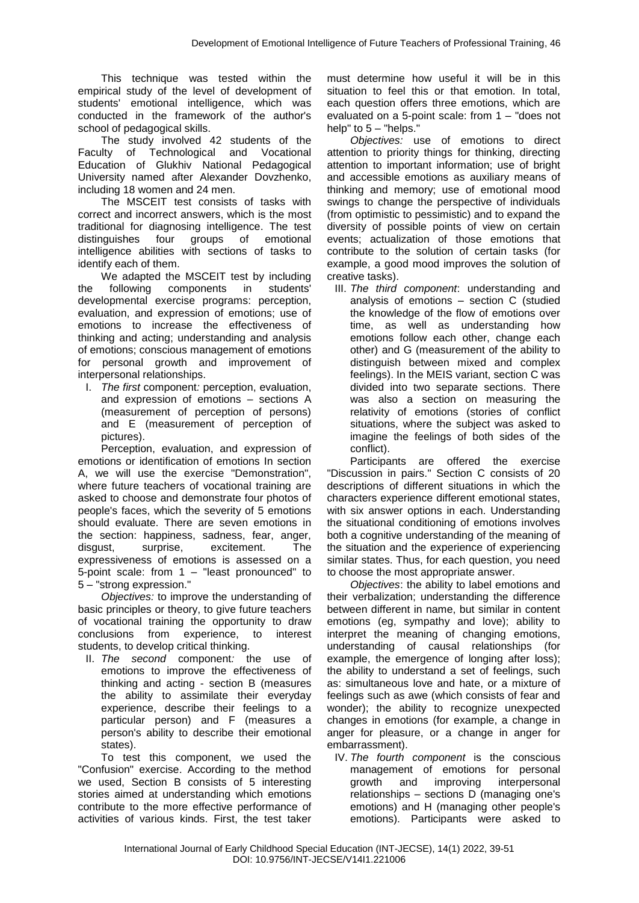This technique was tested within the empirical study of the level of development of students' emotional intelligence, which was conducted in the framework of the author's school of pedagogical skills.

The study involved 42 students of the Faculty of Technological and Vocational Education of Glukhiv National Pedagogical University named after Alexander Dovzhenko, including 18 women and 24 men.

The MSCEIT test consists of tasks with correct and incorrect answers, which is the most traditional for diagnosing intelligence. The test distinguishes four groups of emotional intelligence abilities with sections of tasks to identify each of them.

We adapted the MSCEIT test by including the following components in students' developmental exercise programs: perception, evaluation, and expression of emotions; use of emotions to increase the effectiveness of thinking and acting; understanding and analysis of emotions; conscious management of emotions for personal growth and improvement of interpersonal relationships.

I. *The first* component*:* perception, evaluation, and expression of emotions – sections A (measurement of perception of persons) and E (measurement of perception of pictures).

Perception, evaluation, and expression of emotions or identification of emotions In section A, we will use the exercise "Demonstration", where future teachers of vocational training are asked to choose and demonstrate four photos of people's faces, which the severity of 5 emotions should evaluate. There are seven emotions in the section: happiness, sadness, fear, anger, disgust, surprise, excitement. The expressiveness of emotions is assessed on a 5-point scale: from 1 – "least pronounced" to 5 – "strong expression."

*Objectives:* to improve the understanding of basic principles or theory, to give future teachers of vocational training the opportunity to draw conclusions from experience, to interest students, to develop critical thinking.

II. *The second* component*:* the use of emotions to improve the effectiveness of thinking and acting - section B (measures the ability to assimilate their everyday experience, describe their feelings to a particular person) and F (measures a person's ability to describe their emotional states).

To test this component, we used the "Confusion" exercise. According to the method we used, Section B consists of 5 interesting stories aimed at understanding which emotions contribute to the more effective performance of activities of various kinds. First, the test taker must determine how useful it will be in this situation to feel this or that emotion. In total, each question offers three emotions, which are evaluated on a 5-point scale: from 1 – "does not help" to 5 – "helps."

*Objectives:* use of emotions to direct attention to priority things for thinking, directing attention to important information; use of bright and accessible emotions as auxiliary means of thinking and memory; use of emotional mood swings to change the perspective of individuals (from optimistic to pessimistic) and to expand the diversity of possible points of view on certain events; actualization of those emotions that contribute to the solution of certain tasks (for example, a good mood improves the solution of creative tasks).

III. *The third component*: understanding and analysis of emotions – section C (studied the knowledge of the flow of emotions over time, as well as understanding how emotions follow each other, change each other) and G (measurement of the ability to distinguish between mixed and complex feelings). In the MEIS variant, section C was divided into two separate sections. There was also a section on measuring the relativity of emotions (stories of conflict situations, where the subject was asked to imagine the feelings of both sides of the conflict).

Participants are offered the exercise "Discussion in pairs." Section C consists of 20 descriptions of different situations in which the characters experience different emotional states, with six answer options in each. Understanding the situational conditioning of emotions involves both a cognitive understanding of the meaning of the situation and the experience of experiencing similar states. Thus, for each question, you need to choose the most appropriate answer.

*Objectives*: the ability to label emotions and their verbalization; understanding the difference between different in name, but similar in content emotions (eg, sympathy and love); ability to interpret the meaning of changing emotions, understanding of causal relationships (for example, the emergence of longing after loss); the ability to understand a set of feelings, such as: simultaneous love and hate, or a mixture of feelings such as awe (which consists of fear and wonder); the ability to recognize unexpected changes in emotions (for example, a change in anger for pleasure, or a change in anger for embarrassment).

IV. *The fourth component* is the conscious management of emotions for personal growth and improving interpersonal relationships – sections D (managing one's emotions) and H (managing other people's emotions). Participants were asked to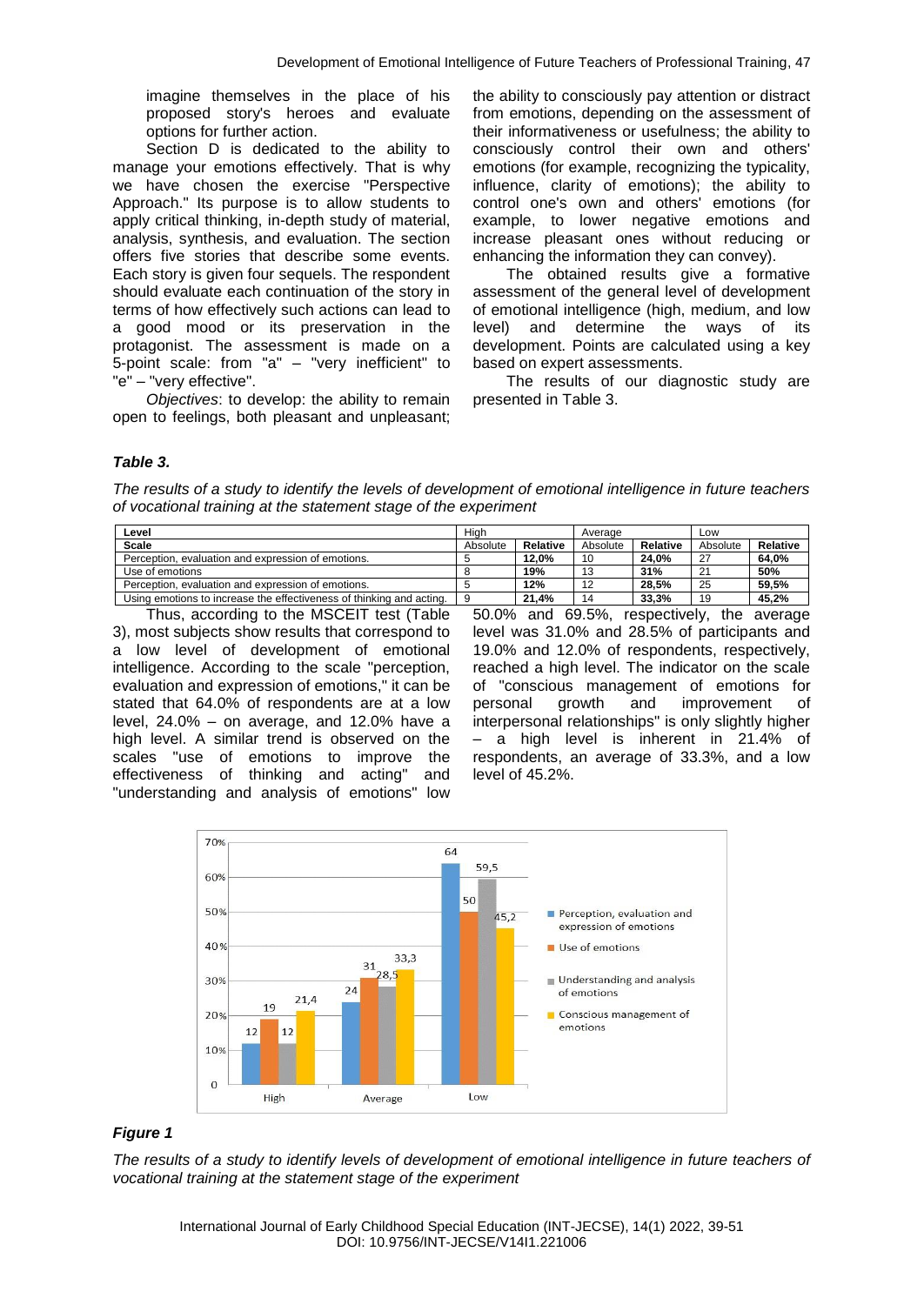imagine themselves in the place of his proposed story's heroes and evaluate options for further action.

Section D is dedicated to the ability to manage your emotions effectively. That is why we have chosen the exercise "Perspective Approach." Its purpose is to allow students to apply critical thinking, in-depth study of material, analysis, synthesis, and evaluation. The section offers five stories that describe some events. Each story is given four sequels. The respondent should evaluate each continuation of the story in terms of how effectively such actions can lead to a good mood or its preservation in the protagonist. The assessment is made on a 5-point scale: from "a" – "very inefficient" to "e" – "very effective".

*Objectives*: to develop: the ability to remain open to feelings, both pleasant and unpleasant; the ability to consciously pay attention or distract from emotions, depending on the assessment of their informativeness or usefulness; the ability to consciously control their own and others' emotions (for example, recognizing the typicality, influence, clarity of emotions); the ability to control one's own and others' emotions (for example, to lower negative emotions and increase pleasant ones without reducing or enhancing the information they can convey).

The obtained results give a formative assessment of the general level of development of emotional intelligence (high, medium, and low level) and determine the ways of its development. Points are calculated using a key based on expert assessments.

The results of our diagnostic study are presented in Table 3.

***Table 3.***

*The results of a study to identify the levels of development of emotional intelligence in future teachers of vocational training at the statement stage of the experiment*

| Level | High | | Average | | Low | |
|---|---|---|---|---|---|---|
| **Scale** | Absolute | **Relative** | Absolute | **Relative** | Absolute | **Relative** |
| Perception, evaluation and expression of emotions. | 5 | **12,0%** | 10 | **24,0%** | 27 | **64,0%** |
| Use of emotions | 8 | **19%** | 13 | **31%** | 21 | **50%** |
| Perception, evaluation and expression of emotions. | 5 | **12%** | 12 | **28,5%** | 25 | **59,5%** |
| Using emotions to increase the effectiveness of thinking and acting. | 9 | **21,4%** | 14 | **33,3%** | 19 | **45,2%** |

Thus, according to the MSCEIT test (Table 3), most subjects show results that correspond to a low level of development of emotional intelligence. According to the scale "perception, evaluation and expression of emotions," it can be stated that 64.0% of respondents are at a low level, 24.0% – on average, and 12.0% have a high level. A similar trend is observed on the scales "use of emotions to improve the effectiveness of thinking and acting" and "understanding and analysis of emotions" low 50.0% and 69.5%, respectively, the average level was 31.0% and 28.5% of participants and 19.0% and 12.0% of respondents, respectively, reached a high level. The indicator on the scale of "conscious management of emotions for personal growth and improvement of interpersonal relationships" is only slightly higher – a high level is inherent in 21.4% of respondents, an average of 33.3%, and a low level of 45.2%.

***Figure 1***

*The results of a study to identify levels of development of emotional intelligence in future teachers of vocational training at the statement stage of the experiment*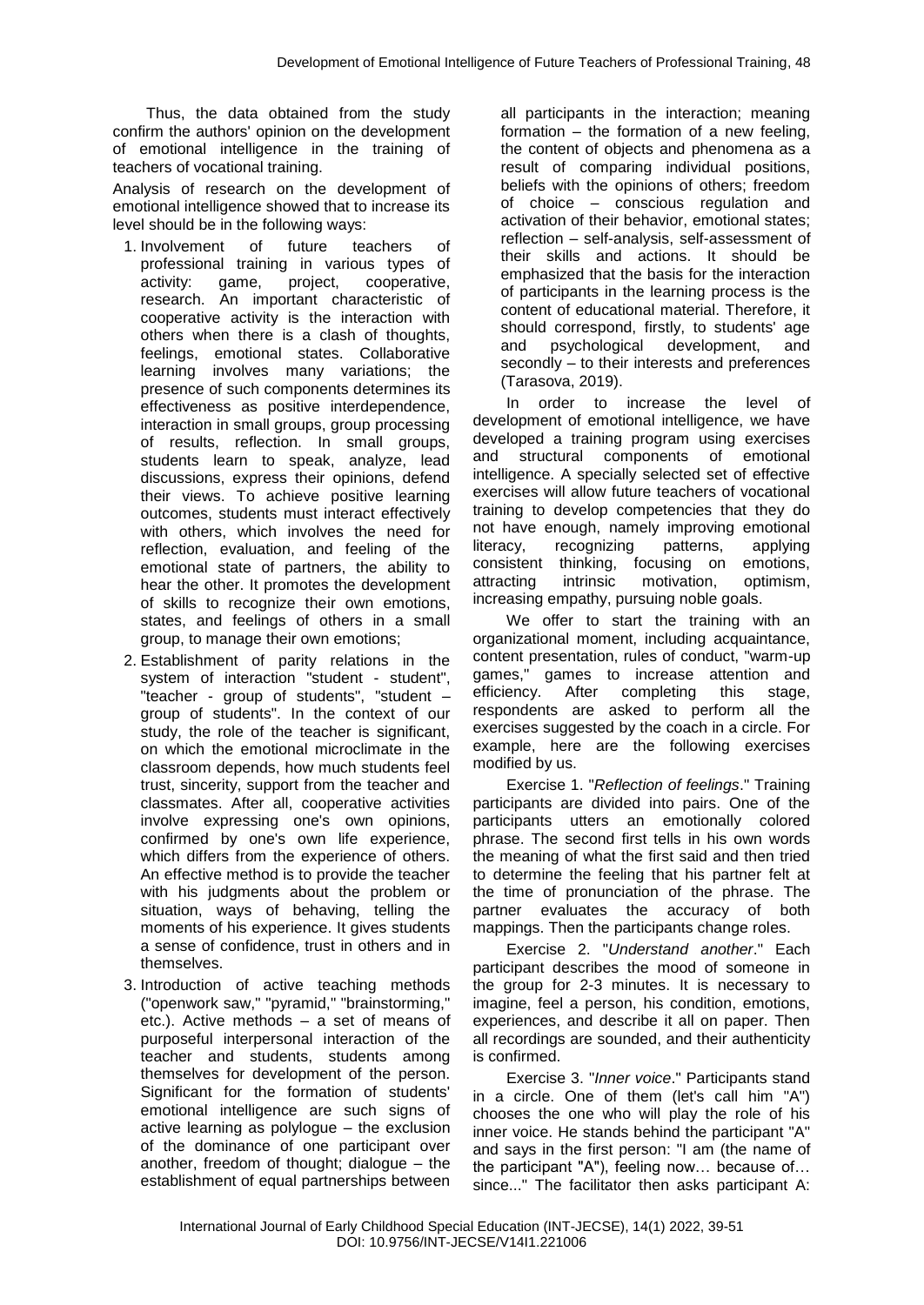Thus, the data obtained from the study confirm the authors' opinion on the development of emotional intelligence in the training of teachers of vocational training.

Analysis of research on the development of emotional intelligence showed that to increase its level should be in the following ways:

1. Involvement of future teachers of professional training in various types of activity: game, project, cooperative, research. An important characteristic of cooperative activity is the interaction with others when there is a clash of thoughts, feelings, emotional states. Collaborative learning involves many variations; the presence of such components determines its effectiveness as positive interdependence, interaction in small groups, group processing of results, reflection. In small groups, students learn to speak, analyze, lead discussions, express their opinions, defend their views. To achieve positive learning outcomes, students must interact effectively with others, which involves the need for reflection, evaluation, and feeling of the emotional state of partners, the ability to hear the other. It promotes the development of skills to recognize their own emotions, states, and feelings of others in a small group, to manage their own emotions;
2. Establishment of parity relations in the system of interaction "student - student", "teacher - group of students", "student – group of students". In the context of our study, the role of the teacher is significant, on which the emotional microclimate in the classroom depends, how much students feel trust, sincerity, support from the teacher and classmates. After all, cooperative activities involve expressing one's own opinions, confirmed by one's own life experience, which differs from the experience of others. An effective method is to provide the teacher with his judgments about the problem or situation, ways of behaving, telling the moments of his experience. It gives students a sense of confidence, trust in others and in themselves.
3. Introduction of active teaching methods ("openwork saw," "pyramid," "brainstorming," etc.). Active methods – a set of means of purposeful interpersonal interaction of the teacher and students, students among themselves for development of the person. Significant for the formation of students' emotional intelligence are such signs of active learning as polylogue – the exclusion of the dominance of one participant over another, freedom of thought; dialogue – the establishment of equal partnerships between all participants in the interaction; meaning formation – the formation of a new feeling, the content of objects and phenomena as a result of comparing individual positions, beliefs with the opinions of others; freedom of choice – conscious regulation and activation of their behavior, emotional states; reflection – self-analysis, self-assessment of their skills and actions. It should be emphasized that the basis for the interaction of participants in the learning process is the content of educational material. Therefore, it should correspond, firstly, to students' age and psychological development, and secondly – to their interests and preferences (Tarasova, 2019).

In order to increase the level of development of emotional intelligence, we have developed a training program using exercises and structural components of emotional intelligence. A specially selected set of effective exercises will allow future teachers of vocational training to develop competencies that they do not have enough, namely improving emotional literacy, recognizing patterns, applying consistent thinking, focusing on emotions, attracting intrinsic motivation, optimism, increasing empathy, pursuing noble goals.

We offer to start the training with an organizational moment, including acquaintance, content presentation, rules of conduct, "warm-up games," games to increase attention and efficiency. After completing this stage, respondents are asked to perform all the exercises suggested by the coach in a circle. For example, here are the following exercises modified by us.

Exercise 1. "*Reflection of feelings*." Training participants are divided into pairs. One of the participants utters an emotionally colored phrase. The second first tells in his own words the meaning of what the first said and then tried to determine the feeling that his partner felt at the time of pronunciation of the phrase. The partner evaluates the accuracy of both mappings. Then the participants change roles.

Exercise 2. "*Understand another*." Each participant describes the mood of someone in the group for 2-3 minutes. It is necessary to imagine, feel a person, his condition, emotions, experiences, and describe it all on paper. Then all recordings are sounded, and their authenticity is confirmed.

Exercise 3. "*Inner voice*." Participants stand in a circle. One of them (let's call him "A") chooses the one who will play the role of his inner voice. He stands behind the participant "A" and says in the first person: "I am (the name of the participant "A"), feeling now… because of… since..." The facilitator then asks participant A: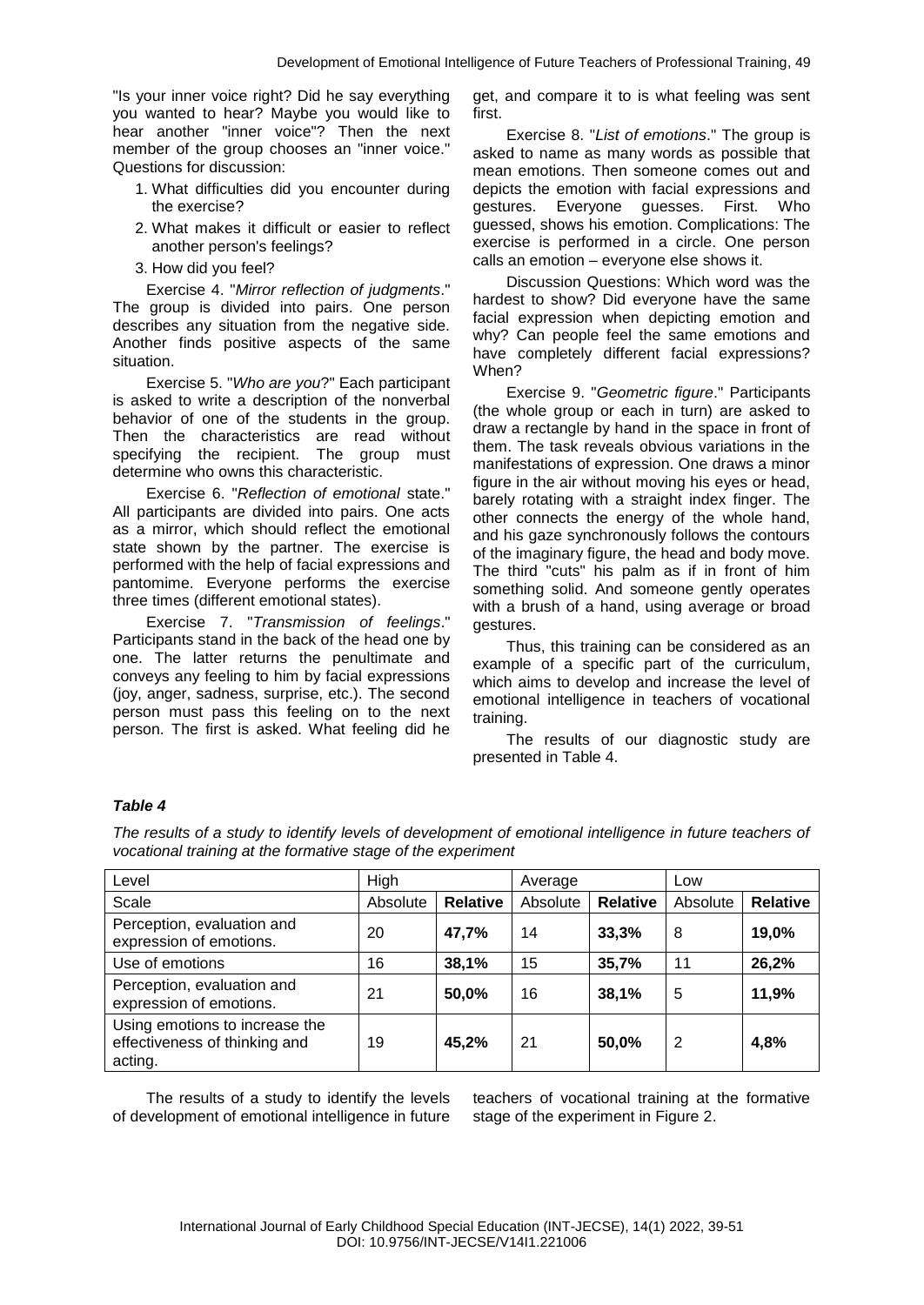"Is your inner voice right? Did he say everything you wanted to hear? Maybe you would like to hear another "inner voice"? Then the next member of the group chooses an "inner voice." Questions for discussion:

1. What difficulties did you encounter during the exercise?
2. What makes it difficult or easier to reflect another person's feelings?
3. How did you feel?

Exercise 4. "*Mirror reflection of judgments*." The group is divided into pairs. One person describes any situation from the negative side. Another finds positive aspects of the same situation.

Exercise 5. "*Who are you*?" Each participant is asked to write a description of the nonverbal behavior of one of the students in the group. Then the characteristics are read without specifying the recipient. The group must determine who owns this characteristic.

Exercise 6. "*Reflection of emotional* state." All participants are divided into pairs. One acts as a mirror, which should reflect the emotional state shown by the partner. The exercise is performed with the help of facial expressions and pantomime. Everyone performs the exercise three times (different emotional states).

Exercise 7. "*Transmission of feelings*." Participants stand in the back of the head one by one. The latter returns the penultimate and conveys any feeling to him by facial expressions (joy, anger, sadness, surprise, etc.). The second person must pass this feeling on to the next person. The first is asked. What feeling did he get, and compare it to is what feeling was sent first.

Exercise 8. "*List of emotions*." The group is asked to name as many words as possible that mean emotions. Then someone comes out and depicts the emotion with facial expressions and gestures. Everyone guesses. First. Who guessed, shows his emotion. Complications: The exercise is performed in a circle. One person calls an emotion – everyone else shows it.

Discussion Questions: Which word was the hardest to show? Did everyone have the same facial expression when depicting emotion and why? Can people feel the same emotions and have completely different facial expressions? When?

Exercise 9. "*Geometric figure*." Participants (the whole group or each in turn) are asked to draw a rectangle by hand in the space in front of them. The task reveals obvious variations in the manifestations of expression. One draws a minor figure in the air without moving his eyes or head, barely rotating with a straight index finger. The other connects the energy of the whole hand, and his gaze synchronously follows the contours of the imaginary figure, the head and body move. The third "cuts" his palm as if in front of him something solid. And someone gently operates with a brush of a hand, using average or broad gestures.

Thus, this training can be considered as an example of a specific part of the curriculum, which aims to develop and increase the level of emotional intelligence in teachers of vocational training.

The results of our diagnostic study are presented in Table 4.

***Table 4***

*The results of a study to identify levels of development of emotional intelligence in future teachers of vocational training at the formative stage of the experiment*

| Level | High | | Average | | Low | |
|---|---|---|---|---|---|---|
| Scale | Absolute | **Relative** | Absolute | **Relative** | Absolute | **Relative** |
| Perception, evaluation and expression of emotions. | 20 | **47,7%** | 14 | **33,3%** | 8 | **19,0%** |
| Use of emotions | 16 | **38,1%** | 15 | **35,7%** | 11 | **26,2%** |
| Perception, evaluation and expression of emotions. | 21 | **50,0%** | 16 | **38,1%** | 5 | **11,9%** |
| Using emotions to increase the effectiveness of thinking and acting. | 19 | **45,2%** | 21 | **50,0%** | 2 | **4,8%** |

The results of a study to identify the levels of development of emotional intelligence in future teachers of vocational training at the formative stage of the experiment in Figure 2.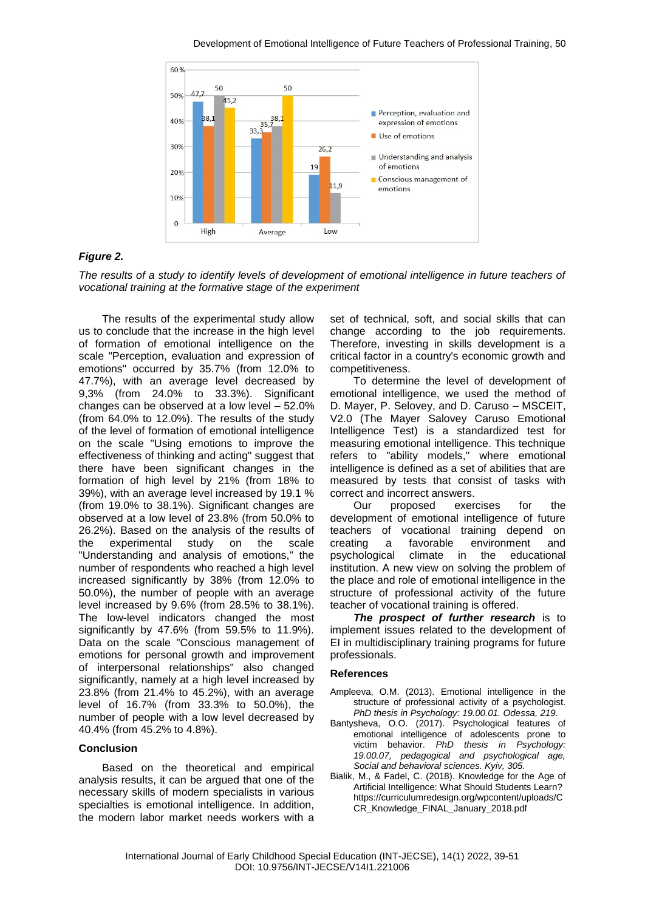**Figure 2.**

*The results of a study to identify levels of development of emotional intelligence in future teachers of vocational training at the formative stage of the experiment*

The results of the experimental study allow us to conclude that the increase in the high level of formation of emotional intelligence on the scale "Perception, evaluation and expression of emotions" occurred by 35.7% (from 12.0% to 47.7%), with an average level decreased by 9,3% (from 24.0% to 33.3%). Significant changes can be observed at a low level – 52.0% (from 64.0% to 12.0%). The results of the study of the level of formation of emotional intelligence on the scale "Using emotions to improve the effectiveness of thinking and acting" suggest that there have been significant changes in the formation of high level by 21% (from 18% to 39%), with an average level increased by 19.1 % (from 19.0% to 38.1%). Significant changes are observed at a low level of 23.8% (from 50.0% to 26.2%). Based on the analysis of the results of the experimental study on the scale "Understanding and analysis of emotions," the number of respondents who reached a high level increased significantly by 38% (from 12.0% to 50.0%), the number of people with an average level increased by 9.6% (from 28.5% to 38.1%). The low-level indicators changed the most significantly by 47.6% (from 59.5% to 11.9%). Data on the scale "Conscious management of emotions for personal growth and improvement of interpersonal relationships" also changed significantly, namely at a high level increased by 23.8% (from 21.4% to 45.2%), with an average level of 16.7% (from 33.3% to 50.0%), the number of people with a low level decreased by 40.4% (from 45.2% to 4.8%).

## Conclusion

Based on the theoretical and empirical analysis results, it can be argued that one of the necessary skills of modern specialists in various specialties is emotional intelligence. In addition, the modern labor market needs workers with a set of technical, soft, and social skills that can change according to the job requirements. Therefore, investing in skills development is a critical factor in a country's economic growth and competitiveness.

To determine the level of development of emotional intelligence, we used the method of D. Mayer, P. Selovey, and D. Caruso – MSCEIT, V2.0 (The Mayer Salovey Caruso Emotional Intelligence Test) is a standardized test for measuring emotional intelligence. This technique refers to "ability models," where emotional intelligence is defined as a set of abilities that are measured by tests that consist of tasks with correct and incorrect answers.

Our proposed exercises for the development of emotional intelligence of future teachers of vocational training depend on creating a favorable environment and psychological climate in the educational institution. A new view on solving the problem of the place and role of emotional intelligence in the structure of professional activity of the future teacher of vocational training is offered.

***The prospect of further research*** is to implement issues related to the development of EI in multidisciplinary training programs for future professionals.

## References

Ampleeva, O.M. (2013). Emotional intelligence in the structure of professional activity of a psychologist. *PhD thesis in Psychology: 19.00.01. Odessa, 219.*

Bantysheva, O.O. (2017). Psychological features of emotional intelligence of adolescents prone to victim behavior. *PhD thesis in Psychology: 19.00.07, pedagogical and psychological age, Social and behavioral sciences. Kyiv, 305.*

Bialik, M., & Fadel, C. (2018). Knowledge for the Age of Artificial Intelligence: What Should Students Learn? https://curriculumredesign.org/wpcontent/uploads/CCR_Knowledge_FINAL_January_2018.pdf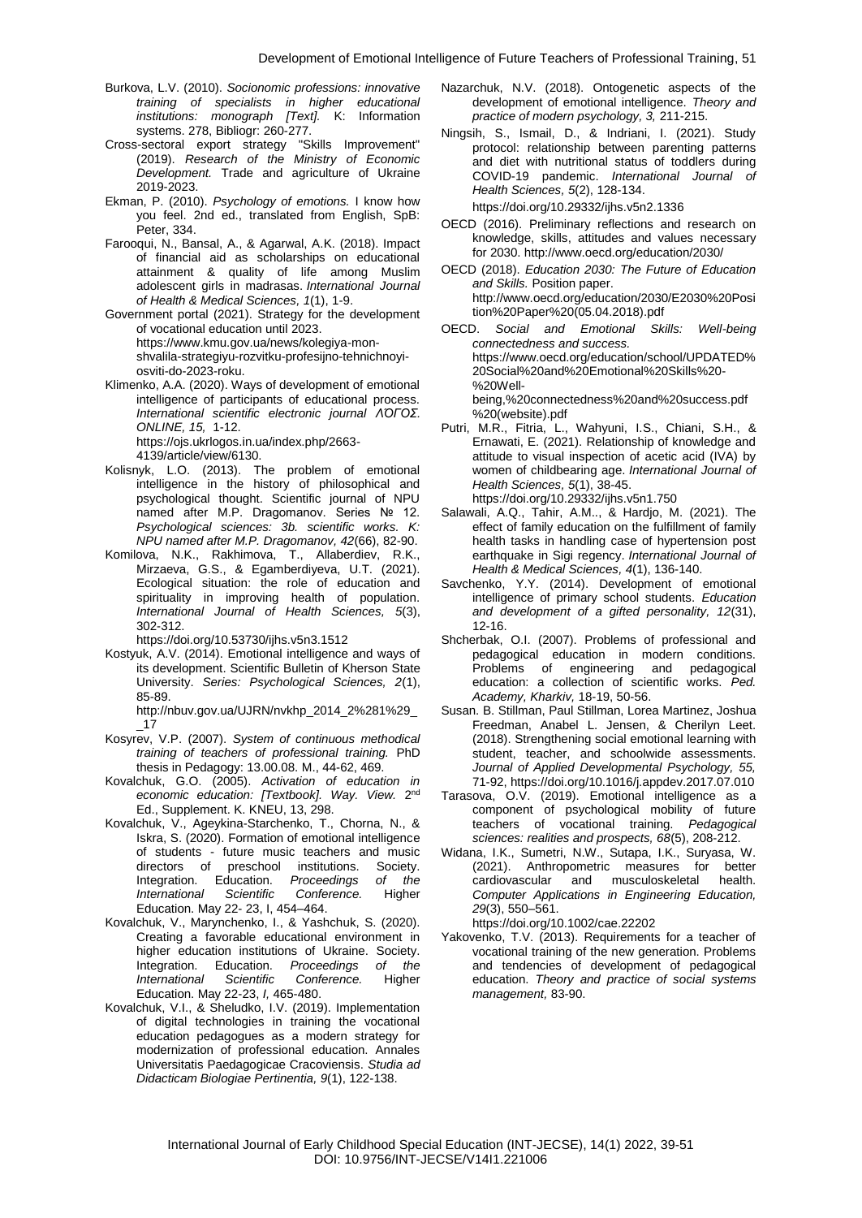Burkova, L.V. (2010). *Socionomic professions: innovative training of specialists in higher educational institutions: monograph [Text].* K: Information systems. 278, Bibliogr: 260-277.

Cross-sectoral export strategy "Skills Improvement" (2019). *Research of the Ministry of Economic Development.* Trade and agriculture of Ukraine 2019-2023.

Ekman, P. (2010). *Psychology of emotions.* I know how you feel. 2nd ed., translated from English, SpB: Peter, 334.

Farooqui, N., Bansal, A., & Agarwal, A.K. (2018). Impact of financial aid as scholarships on educational attainment & quality of life among Muslim adolescent girls in madrasas. *International Journal of Health & Medical Sciences, 1*(1), 1-9.

Government portal (2021). Strategy for the development of vocational education until 2023. https://www.kmu.gov.ua/news/kolegiya-mon-shvalila-strategiyu-rozvitku-profesijno-tehnichnoyi-osviti-do-2023-roku.

Klimenko, A.A. (2020). Ways of development of emotional intelligence of participants of educational process. *International scientific electronic journal ΛΌΓΟΣ. ONLINE, 15,* 1-12. https://ojs.ukrlogos.in.ua/index.php/2663-4139/article/view/6130.

Kolisnyk, L.O. (2013). The problem of emotional intelligence in the history of philosophical and psychological thought. Scientific journal of NPU named after M.P. Dragomanov. Series № 12. *Psychological sciences: 3b. scientific works. K: NPU named after M.P. Dragomanov, 42*(66), 82-90.

Komilova, N.K., Rakhimova, T., Allaberdiev, R.K., Mirzaeva, G.S., & Egamberdiyeva, U.T. (2021). Ecological situation: the role of education and spirituality in improving health of population. *International Journal of Health Sciences, 5*(3), 302-312. https://doi.org/10.53730/ijhs.v5n3.1512

Kostyuk, A.V. (2014). Emotional intelligence and ways of its development. Scientific Bulletin of Kherson State University. *Series: Psychological Sciences, 2*(1), 85-89. http://nbuv.gov.ua/UJRN/nvkhp_2014_2%281%29__17

Kosyrev, V.P. (2007). *System of continuous methodical training of teachers of professional training.* PhD thesis in Pedagogy: 13.00.08. M., 44-62, 469.

Kovalchuk, G.O. (2005). *Activation of education in economic education: [Textbook]. Way. View.* 2nd Ed., Supplement. K. KNEU, 13, 298.

Kovalchuk, V., Ageykina-Starchenko, T., Chorna, N., & Iskra, S. (2020). Formation of emotional intelligence of students - future music teachers and music directors of preschool institutions. Society. Integration. Education. *Proceedings of the International Scientific Conference.* Higher Education. May 22- 23, I, 454–464.

Kovalchuk, V., Marynchenko, I., & Yashchuk, S. (2020). Creating a favorable educational environment in higher education institutions of Ukraine. Society. Integration. Education. *Proceedings of the International Scientific Conference.* Higher Education. May 22-23, *I,* 465-480.

Kovalchuk, V.I., & Sheludko, I.V. (2019). Implementation of digital technologies in training the vocational education pedagogues as a modern strategy for modernization of professional education. Annales Universitatis Paedagogicae Cracoviensis. *Studia ad Didacticam Biologiae Pertinentia, 9*(1), 122-138.

Nazarchuk, N.V. (2018). Ontogenetic aspects of the development of emotional intelligence. *Theory and practice of modern psychology, 3,* 211-215.

Ningsih, S., Ismail, D., & Indriani, I. (2021). Study protocol: relationship between parenting patterns and diet with nutritional status of toddlers during COVID-19 pandemic. *International Journal of Health Sciences, 5*(2), 128-134. https://doi.org/10.29332/ijhs.v5n2.1336

OECD (2016). Preliminary reflections and research on knowledge, skills, attitudes and values necessary for 2030. http://www.oecd.org/education/2030/

OECD (2018). *Education 2030: The Future of Education and Skills.* Position paper. http://www.oecd.org/education/2030/E2030%20Position%20Paper%20(05.04.2018).pdf

OECD. *Social and Emotional Skills: Well-being connectedness and success.* https://www.oecd.org/education/school/UPDATED%20Social%20and%20Emotional%20Skills%20-%20Well-being,%20connectedness%20and%20success.pdf%20(website).pdf

Putri, M.R., Fitria, L., Wahyuni, I.S., Chiani, S.H., & Ernawati, E. (2021). Relationship of knowledge and attitude to visual inspection of acetic acid (IVA) by women of childbearing age. *International Journal of Health Sciences, 5*(1), 38-45. https://doi.org/10.29332/ijhs.v5n1.750

Salawali, A.Q., Tahir, A.M.., & Hardjo, M. (2021). The effect of family education on the fulfillment of family health tasks in handling case of hypertension post earthquake in Sigi regency. *International Journal of Health & Medical Sciences, 4*(1), 136-140.

Savchenko, Y.Y. (2014). Development of emotional intelligence of primary school students. *Education and development of a gifted personality, 12*(31), 12-16.

Shcherbak, O.I. (2007). Problems of professional and pedagogical education in modern conditions. Problems of engineering and pedagogical education: a collection of scientific works. *Ped. Academy, Kharkiv,* 18-19, 50-56.

Susan. B. Stillman, Paul Stillman, Lorea Martinez, Joshua Freedman, Anabel L. Jensen, & Cherilyn Leet. (2018). Strengthening social emotional learning with student, teacher, and schoolwide assessments. *Journal of Applied Developmental Psychology, 55,* 71-92, https://doi.org/10.1016/j.appdev.2017.07.010

Tarasova, O.V. (2019). Emotional intelligence as a component of psychological mobility of future teachers of vocational training. *Pedagogical sciences: realities and prospects, 68*(5), 208-212.

Widana, I.K., Sumetri, N.W., Sutapa, I.K., Suryasa, W. (2021). Anthropometric measures for better cardiovascular and musculoskeletal health. *Computer Applications in Engineering Education, 29*(3), 550–561. https://doi.org/10.1002/cae.22202

Yakovenko, T.V. (2013). Requirements for a teacher of vocational training of the new generation. Problems and tendencies of development of pedagogical education. *Theory and practice of social systems management,* 83-90.